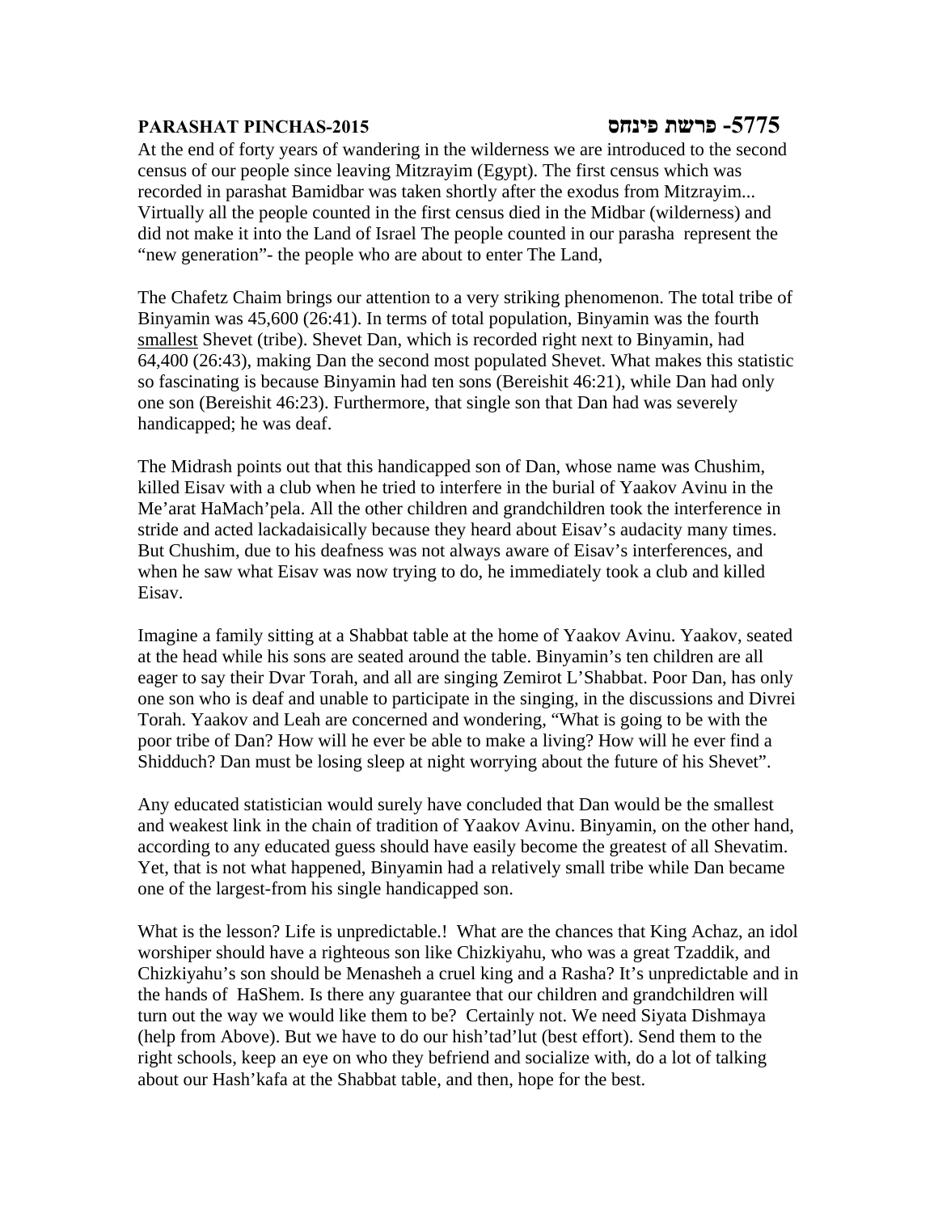**PARASHAT PINCHAS-2015** **פרשת פינחס -5775**

At the end of forty years of wandering in the wilderness we are introduced to the second census of our people since leaving Mitzrayim (Egypt). The first census which was recorded in parashat Bamidbar was taken shortly after the exodus from Mitzrayim... Virtually all the people counted in the first census died in the Midbar (wilderness) and did not make it into the Land of Israel The people counted in our parasha represent the "new generation"- the people who are about to enter The Land,

The Chafetz Chaim brings our attention to a very striking phenomenon. The total tribe of Binyamin was 45,600 (26:41). In terms of total population, Binyamin was the fourth <u>smallest</u> Shevet (tribe). Shevet Dan, which is recorded right next to Binyamin, had 64,400 (26:43), making Dan the second most populated Shevet. What makes this statistic so fascinating is because Binyamin had ten sons (Bereishit 46:21), while Dan had only one son (Bereishit 46:23). Furthermore, that single son that Dan had was severely handicapped; he was deaf.

The Midrash points out that this handicapped son of Dan, whose name was Chushim, killed Eisav with a club when he tried to interfere in the burial of Yaakov Avinu in the Me'arat HaMach'pela. All the other children and grandchildren took the interference in stride and acted lackadaisically because they heard about Eisav's audacity many times. But Chushim, due to his deafness was not always aware of Eisav's interferences, and when he saw what Eisav was now trying to do, he immediately took a club and killed Eisav.

Imagine a family sitting at a Shabbat table at the home of Yaakov Avinu. Yaakov, seated at the head while his sons are seated around the table. Binyamin's ten children are all eager to say their Dvar Torah, and all are singing Zemirot L'Shabbat. Poor Dan, has only one son who is deaf and unable to participate in the singing, in the discussions and Divrei Torah. Yaakov and Leah are concerned and wondering, "What is going to be with the poor tribe of Dan? How will he ever be able to make a living? How will he ever find a Shidduch? Dan must be losing sleep at night worrying about the future of his Shevet".

Any educated statistician would surely have concluded that Dan would be the smallest and weakest link in the chain of tradition of Yaakov Avinu. Binyamin, on the other hand, according to any educated guess should have easily become the greatest of all Shevatim. Yet, that is not what happened, Binyamin had a relatively small tribe while Dan became one of the largest-from his single handicapped son.

What is the lesson? Life is unpredictable.! What are the chances that King Achaz, an idol worshiper should have a righteous son like Chizkiyahu, who was a great Tzaddik, and Chizkiyahu's son should be Menasheh a cruel king and a Rasha? It's unpredictable and in the hands of HaShem. Is there any guarantee that our children and grandchildren will turn out the way we would like them to be? Certainly not. We need Siyata Dishmaya (help from Above). But we have to do our hish'tad'lut (best effort). Send them to the right schools, keep an eye on who they befriend and socialize with, do a lot of talking about our Hash'kafa at the Shabbat table, and then, hope for the best.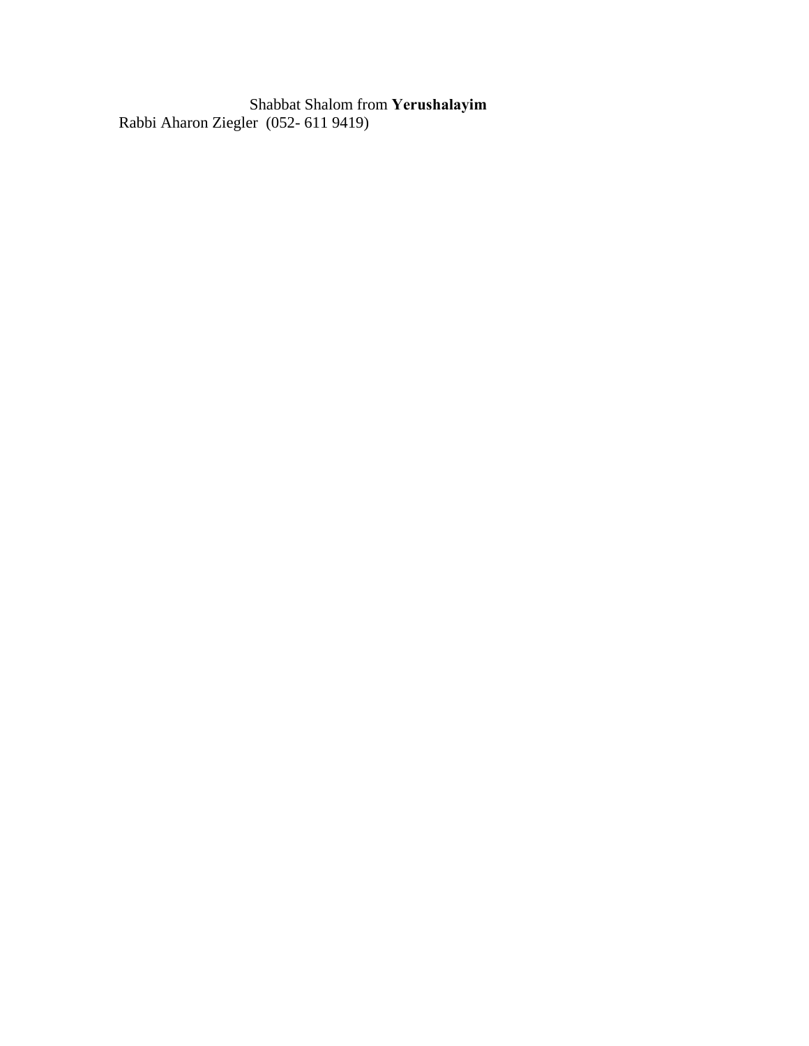Shabbat Shalom from **Yerushalayim**

Rabbi Aharon Ziegler (052- 611 9419)